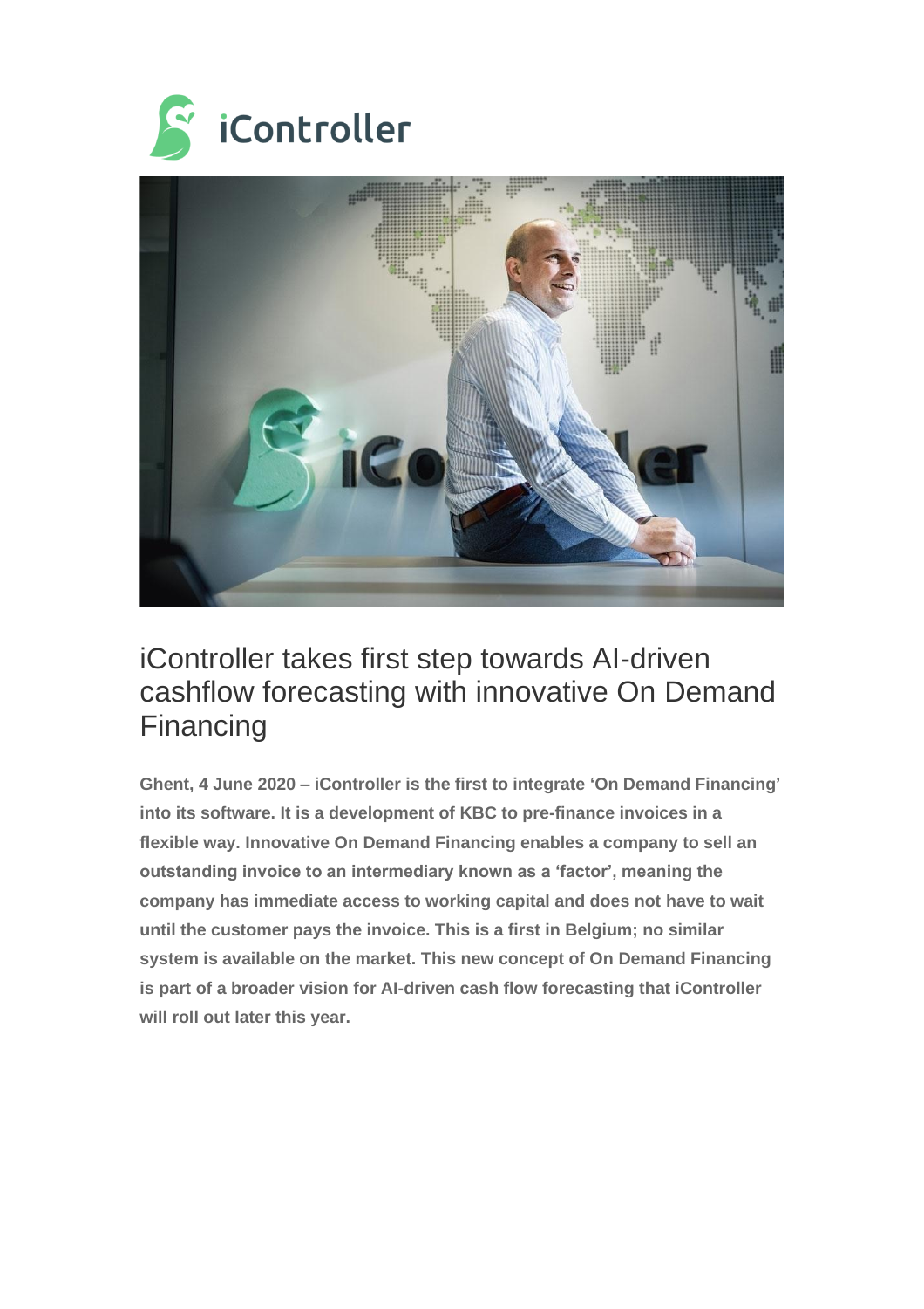# iController takes first step towards AI-driven cashflow forecasting with innovative On Demand Financing

**Ghent, 4 June 2020 – iController is the first to integrate 'On Demand Financing' into its software. It is a development of KBC to pre-finance invoices in a flexible way. Innovative On Demand Financing enables a company to sell an outstanding invoice to an intermediary known as a 'factor', meaning the company has immediate access to working capital and does not have to wait until the customer pays the invoice. This is a first in Belgium; no similar system is available on the market. This new concept of On Demand Financing is part of a broader vision for AI-driven cash flow forecasting that iController will roll out later this year.**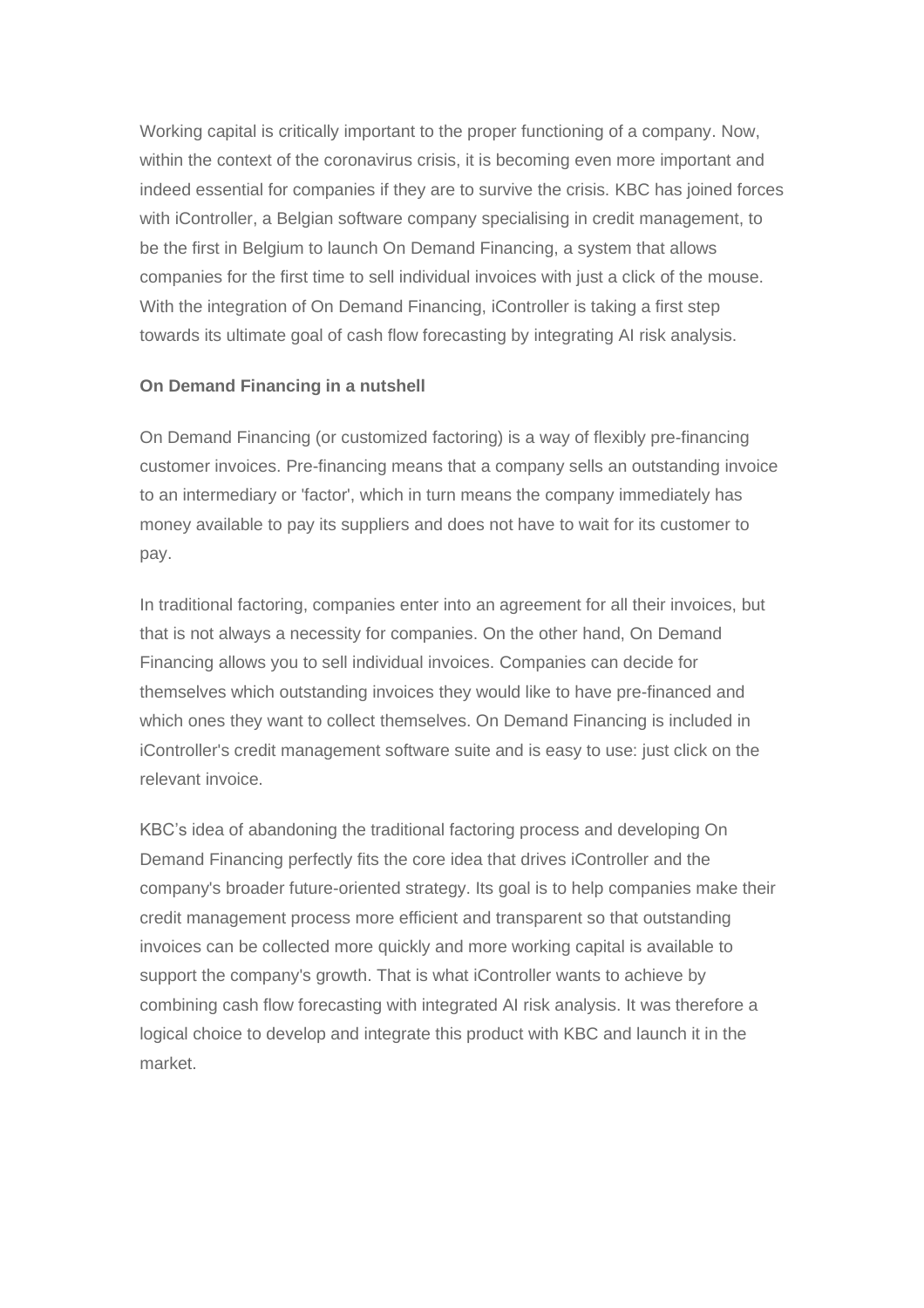Working capital is critically important to the proper functioning of a company. Now, within the context of the coronavirus crisis, it is becoming even more important and indeed essential for companies if they are to survive the crisis. KBC has joined forces with iController, a Belgian software company specialising in credit management, to be the first in Belgium to launch On Demand Financing, a system that allows companies for the first time to sell individual invoices with just a click of the mouse. With the integration of On Demand Financing, iController is taking a first step towards its ultimate goal of cash flow forecasting by integrating AI risk analysis.

**On Demand Financing in a nutshell**

On Demand Financing (or customized factoring) is a way of flexibly pre-financing customer invoices. Pre-financing means that a company sells an outstanding invoice to an intermediary or 'factor', which in turn means the company immediately has money available to pay its suppliers and does not have to wait for its customer to pay.

In traditional factoring, companies enter into an agreement for all their invoices, but that is not always a necessity for companies. On the other hand, On Demand Financing allows you to sell individual invoices. Companies can decide for themselves which outstanding invoices they would like to have pre-financed and which ones they want to collect themselves. On Demand Financing is included in iController's credit management software suite and is easy to use: just click on the relevant invoice.

KBC’s idea of abandoning the traditional factoring process and developing On Demand Financing perfectly fits the core idea that drives iController and the company's broader future-oriented strategy. Its goal is to help companies make their credit management process more efficient and transparent so that outstanding invoices can be collected more quickly and more working capital is available to support the company's growth. That is what iController wants to achieve by combining cash flow forecasting with integrated AI risk analysis. It was therefore a logical choice to develop and integrate this product with KBC and launch it in the market.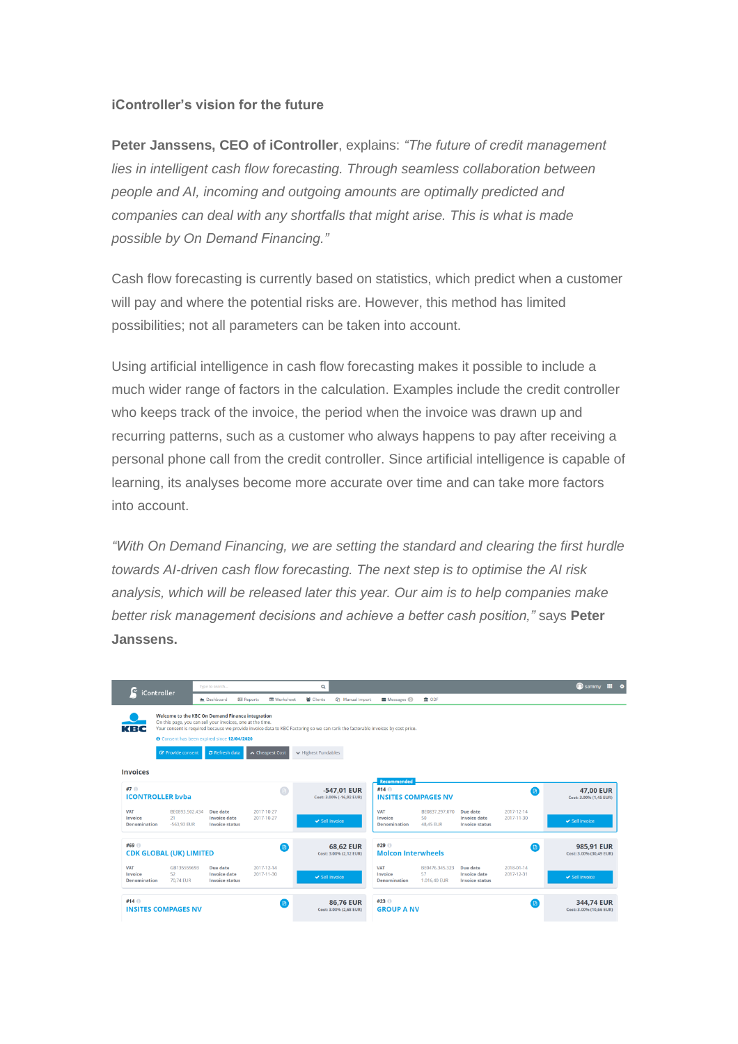**iController's vision for the future**

**Peter Janssens, CEO of iController**, explains: *"The future of credit management lies in intelligent cash flow forecasting. Through seamless collaboration between people and AI, incoming and outgoing amounts are optimally predicted and companies can deal with any shortfalls that might arise. This is what is made possible by On Demand Financing."*

Cash flow forecasting is currently based on statistics, which predict when a customer will pay and where the potential risks are. However, this method has limited possibilities; not all parameters can be taken into account.

Using artificial intelligence in cash flow forecasting makes it possible to include a much wider range of factors in the calculation. Examples include the credit controller who keeps track of the invoice, the period when the invoice was drawn up and recurring patterns, such as a customer who always happens to pay after receiving a personal phone call from the credit controller. Since artificial intelligence is capable of learning, its analyses become more accurate over time and can take more factors into account.

*"With On Demand Financing, we are setting the standard and clearing the first hurdle towards AI-driven cash flow forecasting. The next step is to optimise the AI risk analysis, which will be released later this year. Our aim is to help companies make better risk management decisions and achieve a better cash position,"* says **Peter Janssens.**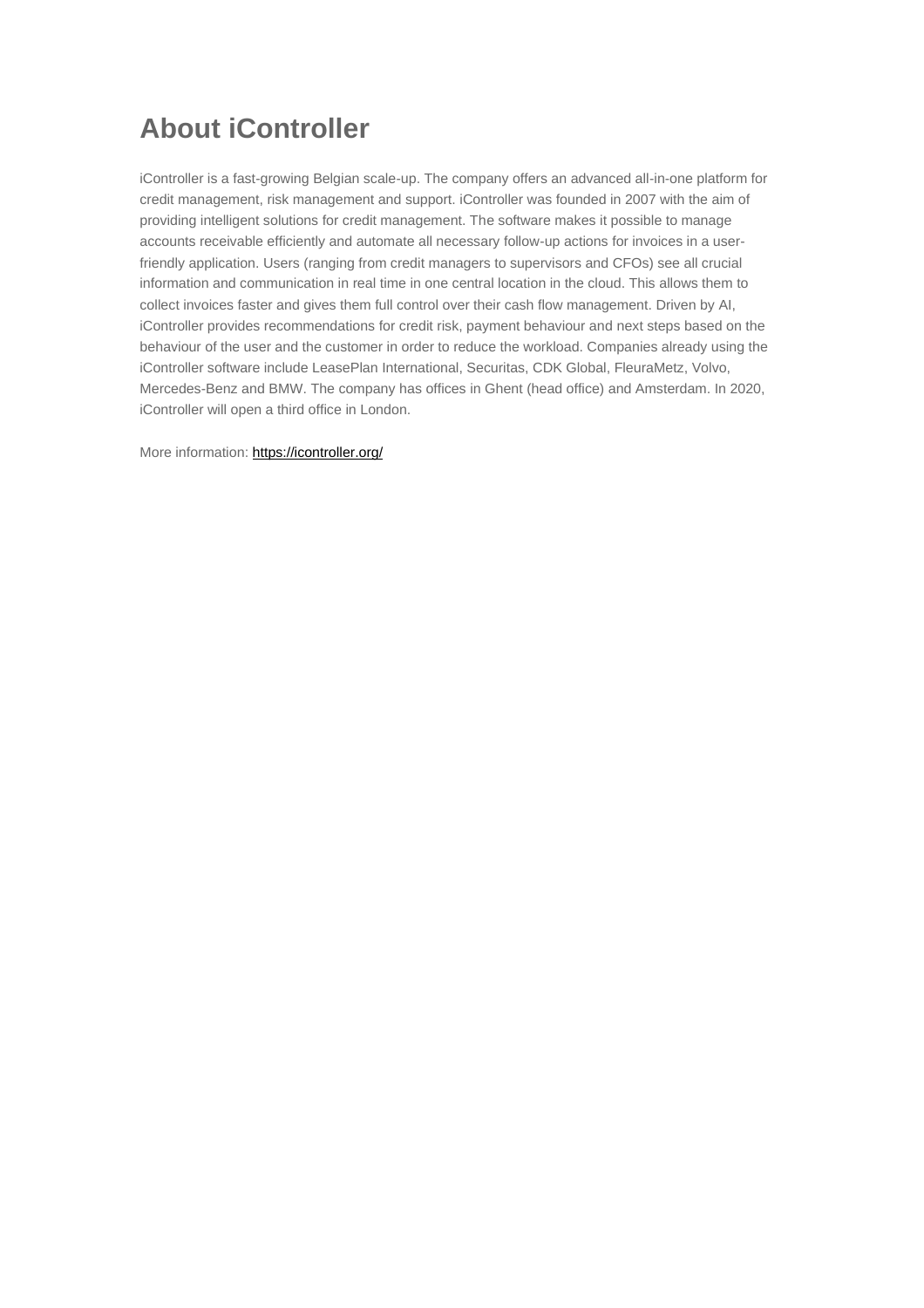# About iController

iController is a fast-growing Belgian scale-up. The company offers an advanced all-in-one platform for credit management, risk management and support. iController was founded in 2007 with the aim of providing intelligent solutions for credit management. The software makes it possible to manage accounts receivable efficiently and automate all necessary follow-up actions for invoices in a user-friendly application. Users (ranging from credit managers to supervisors and CFOs) see all crucial information and communication in real time in one central location in the cloud. This allows them to collect invoices faster and gives them full control over their cash flow management. Driven by AI, iController provides recommendations for credit risk, payment behaviour and next steps based on the behaviour of the user and the customer in order to reduce the workload. Companies already using the iController software include LeasePlan International, Securitas, CDK Global, FleuraMetz, Volvo, Mercedes-Benz and BMW. The company has offices in Ghent (head office) and Amsterdam. In 2020, iController will open a third office in London.

More information: [https://icontroller.org/](https://icontroller.org/)